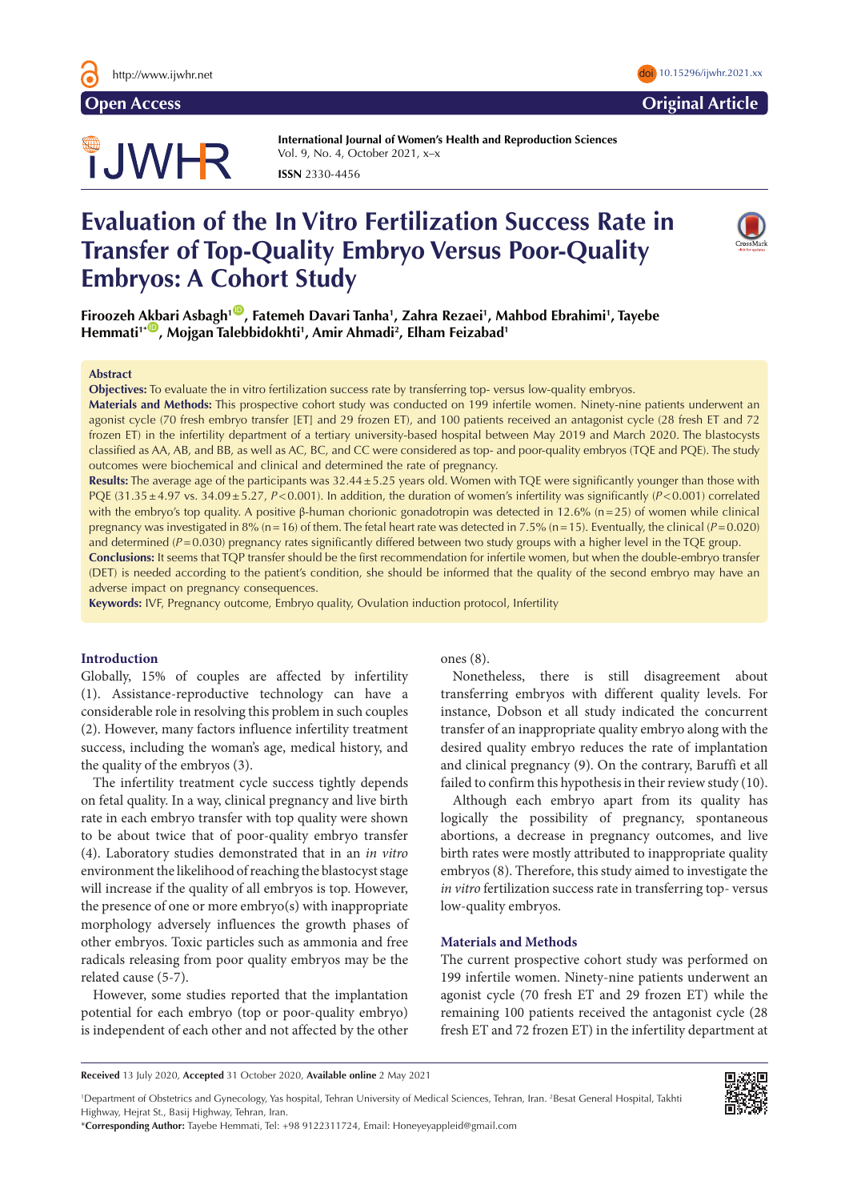Open Access

Original Article

International Journal of Women's Health and Reproduction Sciences
ISSN 2330-4456

# Evaluation of the In Vitro Fertilization Success Rate in Transfer of Top-Quality Embryo Versus Poor-Quality Embryos: A Cohort Study

**Firoozeh Akbari Asbagh[1], Fatemeh Davari Tanha[1], Zahra Rezaei[1], Mahbod Ebrahimi[1], Tayebe Hemmati[1*], Mojgan Talebbidokhti[1], Amir Ahmadi[2], Elham Feizabad[1]**

## Abstract

**Objectives:** To evaluate the in vitro fertilization success rate by transferring top- versus low-quality embryos.

**Materials and Methods:** This prospective cohort study was conducted on 199 infertile women. Ninety-nine patients underwent an agonist cycle (70 fresh embryo transfer [ET] and 29 frozen ET), and 100 patients received an antagonist cycle (28 fresh ET and 72 frozen ET) in the infertility department of a tertiary university-based hospital between May 2019 and March 2020. The blastocysts classified as AA, AB, and BB, as well as AC, BC, and CC were considered as top- and poor-quality embryos (TQE and PQE). The study outcomes were biochemical and clinical and determined the rate of pregnancy.

**Results:** The average age of the participants was 32.44 ± 5.25 years old. Women with TQE were significantly younger than those with PQE (31.35 ± 4.97 vs. 34.09 ± 5.27, $P < 0.001$). In addition, the duration of women's infertility was significantly ($P < 0.001$) correlated with the embryo's top quality. A positive β-human chorionic gonadotropin was detected in 12.6% (n = 25) of women while clinical pregnancy was investigated in 8% (n = 16) of them. The fetal heart rate was detected in 7.5% (n = 15). Eventually, the clinical ($P = 0.020$) and determined ($P = 0.030$) pregnancy rates significantly differed between two study groups with a higher level in the TQE group.

**Conclusions:** It seems that TQP transfer should be the first recommendation for infertile women, but when the double-embryo transfer (DET) is needed according to the patient's condition, she should be informed that the quality of the second embryo may have an adverse impact on pregnancy consequences.

**Keywords:** IVF, Pregnancy outcome, Embryo quality, Ovulation induction protocol, Infertility

## Introduction

Globally, 15% of couples are affected by infertility (1). Assistance-reproductive technology can have a considerable role in resolving this problem in such couples (2). However, many factors influence infertility treatment success, including the woman's age, medical history, and the quality of the embryos (3).

The infertility treatment cycle success tightly depends on fetal quality. In a way, clinical pregnancy and live birth rate in each embryo transfer with top quality were shown to be about twice that of poor-quality embryo transfer (4). Laboratory studies demonstrated that in an *in vitro* environment the likelihood of reaching the blastocyst stage will increase if the quality of all embryos is top. However, the presence of one or more embryo(s) with inappropriate morphology adversely influences the growth phases of other embryos. Toxic particles such as ammonia and free radicals releasing from poor quality embryos may be the related cause (5-7).

However, some studies reported that the implantation potential for each embryo (top or poor-quality embryo) is independent of each other and not affected by the other ones (8).

Nonetheless, there is still disagreement about transferring embryos with different quality levels. For instance, Dobson et all study indicated the concurrent transfer of an inappropriate quality embryo along with the desired quality embryo reduces the rate of implantation and clinical pregnancy (9). On the contrary, Baruffi et all failed to confirm this hypothesis in their review study (10).

Although each embryo apart from its quality has logically the possibility of pregnancy, spontaneous abortions, a decrease in pregnancy outcomes, and live birth rates were mostly attributed to inappropriate quality embryos (8). Therefore, this study aimed to investigate the *in vitro* fertilization success rate in transferring top- versus low-quality embryos.

## Materials and Methods

The current prospective cohort study was performed on 199 infertile women. Ninety-nine patients underwent an agonist cycle (70 fresh ET and 29 frozen ET) while the remaining 100 patients received the antagonist cycle (28 fresh ET and 72 frozen ET) in the infertility department at

**Received** 13 July 2020, **Accepted** 31 October 2020, **Available online** 2 May 2021

[1]Department of Obstetrics and Gynecology, Yas hospital, Tehran University of Medical Sciences, Tehran, Iran. [2]Besat General Hospital, Takhti Highway, Hejrat St., Basij Highway, Tehran, Iran.

*Corresponding Author: Tayebe Hemmati, Tel: +98 9122311724, Email: Honeyeyappleid@gmail.com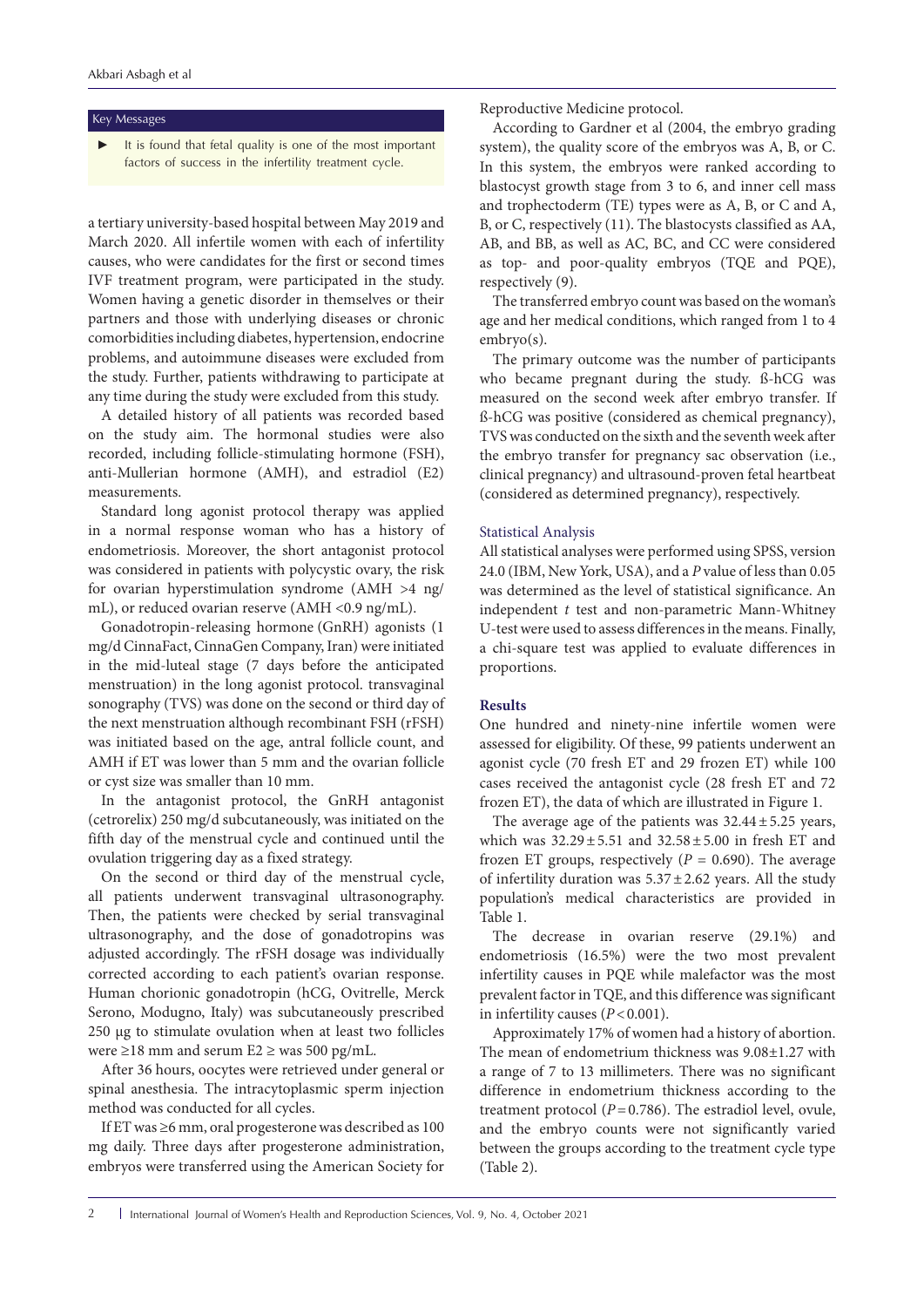**Key Messages**

- ► It is found that fetal quality is one of the most important factors of success in the infertility treatment cycle.

a tertiary university-based hospital between May 2019 and March 2020. All infertile women with each of infertility causes, who were candidates for the first or second times IVF treatment program, were participated in the study. Women having a genetic disorder in themselves or their partners and those with underlying diseases or chronic comorbidities including diabetes, hypertension, endocrine problems, and autoimmune diseases were excluded from the study. Further, patients withdrawing to participate at any time during the study were excluded from this study.

A detailed history of all patients was recorded based on the study aim. The hormonal studies were also recorded, including follicle-stimulating hormone (FSH), anti-Mullerian hormone (AMH), and estradiol (E2) measurements.

Standard long agonist protocol therapy was applied in a normal response woman who has a history of endometriosis. Moreover, the short antagonist protocol was considered in patients with polycystic ovary, the risk for ovarian hyperstimulation syndrome (AMH >4 ng/mL), or reduced ovarian reserve (AMH <0.9 ng/mL).

Gonadotropin-releasing hormone (GnRH) agonists (1 mg/d CinnaFact, CinnaGen Company, Iran) were initiated in the mid-luteal stage (7 days before the anticipated menstruation) in the long agonist protocol. transvaginal sonography (TVS) was done on the second or third day of the next menstruation although recombinant FSH (rFSH) was initiated based on the age, antral follicle count, and AMH if ET was lower than 5 mm and the ovarian follicle or cyst size was smaller than 10 mm.

In the antagonist protocol, the GnRH antagonist (cetrorelix) 250 mg/d subcutaneously, was initiated on the fifth day of the menstrual cycle and continued until the ovulation triggering day as a fixed strategy.

On the second or third day of the menstrual cycle, all patients underwent transvaginal ultrasonography. Then, the patients were checked by serial transvaginal ultrasonography, and the dose of gonadotropins was adjusted accordingly. The rFSH dosage was individually corrected according to each patient's ovarian response. Human chorionic gonadotropin (hCG, Ovitrelle, Merck Serono, Modugno, Italy) was subcutaneously prescribed 250 µg to stimulate ovulation when at least two follicles were ≥18 mm and serum E2 ≥ was 500 pg/mL.

After 36 hours, oocytes were retrieved under general or spinal anesthesia. The intracytoplasmic sperm injection method was conducted for all cycles.

If ET was ≥6 mm, oral progesterone was described as 100 mg daily. Three days after progesterone administration, embryos were transferred using the American Society for Reproductive Medicine protocol.

According to Gardner et al (2004, the embryo grading system), the quality score of the embryos was A, B, or C. In this system, the embryos were ranked according to blastocyst growth stage from 3 to 6, and inner cell mass and trophectoderm (TE) types were as A, B, or C and A, B, or C, respectively (11). The blastocysts classified as AA, AB, and BB, as well as AC, BC, and CC were considered as top- and poor-quality embryos (TQE and PQE), respectively (9).

The transferred embryo count was based on the woman's age and her medical conditions, which ranged from 1 to 4 embryo(s).

The primary outcome was the number of participants who became pregnant during the study. ß-hCG was measured on the second week after embryo transfer. If ß-hCG was positive (considered as chemical pregnancy), TVS was conducted on the sixth and the seventh week after the embryo transfer for pregnancy sac observation (i.e., clinical pregnancy) and ultrasound-proven fetal heartbeat (considered as determined pregnancy), respectively.

### Statistical Analysis

All statistical analyses were performed using SPSS, version 24.0 (IBM, New York, USA), and a *P* value of less than 0.05 was determined as the level of statistical significance. An independent *t* test and non-parametric Mann-Whitney U-test were used to assess differences in the means. Finally, a chi-square test was applied to evaluate differences in proportions.

## Results

One hundred and ninety-nine infertile women were assessed for eligibility. Of these, 99 patients underwent an agonist cycle (70 fresh ET and 29 frozen ET) while 100 cases received the antagonist cycle (28 fresh ET and 72 frozen ET), the data of which are illustrated in Figure 1.

The average age of the patients was 32.44 ± 5.25 years, which was 32.29 ± 5.51 and 32.58 ± 5.00 in fresh ET and frozen ET groups, respectively ($P = 0.690$). The average of infertility duration was 5.37 ± 2.62 years. All the study population's medical characteristics are provided in Table 1.

The decrease in ovarian reserve (29.1%) and endometriosis (16.5%) were the two most prevalent infertility causes in PQE while malefactor was the most prevalent factor in TQE, and this difference was significant in infertility causes ($P < 0.001$).

Approximately 17% of women had a history of abortion. The mean of endometrium thickness was 9.08±1.27 with a range of 7 to 13 millimeters. There was no significant difference in endometrium thickness according to the treatment protocol ($P = 0.786$). The estradiol level, ovule, and the embryo counts were not significantly varied between the groups according to the treatment cycle type (Table 2).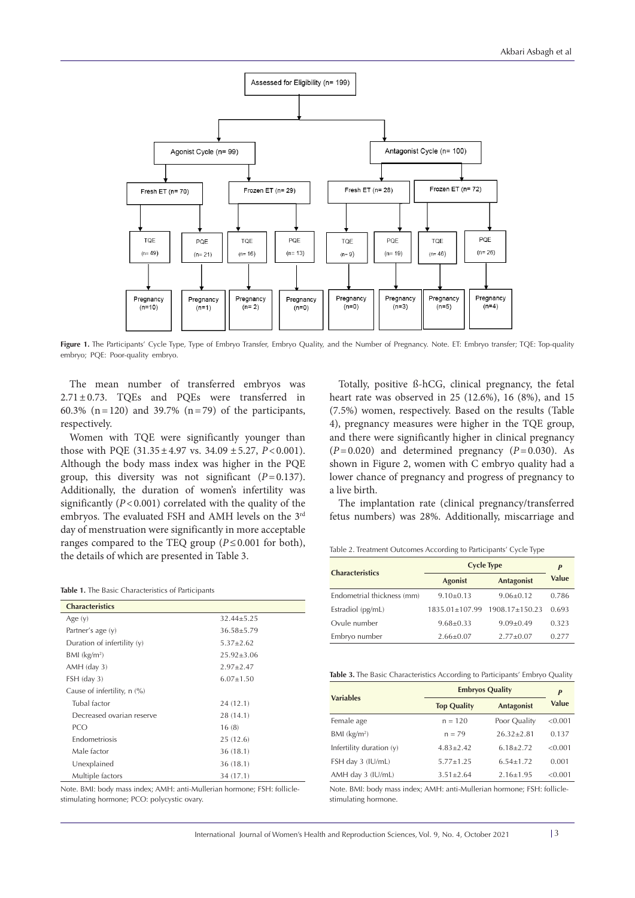Assessed for Eligibility (n= 199)

Agonist Cycle (n= 99)

Antagonist Cycle (n= 100)

Fresh ET (n= 70)

Frozen ET (n= 29)

Fresh ET (n= 28)

Frozen ET (n= 72)

TQE (n= 49)

PQE (n= 21)

TQE (n= 16)

PQE (n= 13)

TQE (n= 9)

PQE (n= 19)

TQE (n= 46)

PQE (n= 26)

Pregnancy (n=10)

Pregnancy (n=1)

Pregnancy (n= 2)

Pregnancy (n=0)

Pregnancy (n=0)

Pregnancy (n=3)

Pregnancy (n=5)

Pregnancy (n=4)

**Figure 1.** The Participants' Cycle Type, Type of Embryo Transfer, Embryo Quality, and the Number of Pregnancy. Note. ET: Embryo transfer; TQE: Top-quality embryo; PQE: Poor-quality embryo.

The mean number of transferred embryos was $2.71 \pm 0.73$. TQEs and PQEs were transferred in 60.3% (n = 120) and 39.7% (n = 79) of the participants, respectively.

Women with TQE were significantly younger than those with PQE ($31.35 \pm 4.97$ vs. $34.09 \pm 5.27$, $P < 0.001$). Although the body mass index was higher in the PQE group, this diversity was not significant ($P = 0.137$). Additionally, the duration of women's infertility was significantly ($P < 0.001$) correlated with the quality of the embryos. The evaluated FSH and AMH levels on the 3rd day of menstruation were significantly in more acceptable ranges compared to the TEQ group ($P \leq 0.001$ for both), the details of which are presented in Table 3.

**Table 1.** The Basic Characteristics of Participants

| **Characteristics** | |
|---|---|
| Age (y) | 32.44±5.25 |
| Partner's age (y) | 36.58±5.79 |
| Duration of infertility (y) | 5.37±2.62 |
| BMI (kg/m²) | 25.92±3.06 |
| AMH (day 3) | 2.97±2.47 |
| FSH (day 3) | 6.07±1.50 |
| Cause of infertility, n (%) | |
| Tubal factor | 24 (12.1) |
| Decreased ovarian reserve | 28 (14.1) |
| PCO | 16 (8) |
| Endometriosis | 25 (12.6) |
| Male factor | 36 (18.1) |
| Unexplained | 36 (18.1) |
| Multiple factors | 34 (17.1) |

Note. BMI: body mass index; AMH: anti-Mullerian hormone; FSH: follicle-stimulating hormone; PCO: polycystic ovary.

Totally, positive ß-hCG, clinical pregnancy, the fetal heart rate was observed in 25 (12.6%), 16 (8%), and 15 (7.5%) women, respectively. Based on the results (Table 4), pregnancy measures were higher in the TQE group, and there were significantly higher in clinical pregnancy ($P = 0.020$) and determined pregnancy ($P = 0.030$). As shown in Figure 2, women with C embryo quality had a lower chance of pregnancy and progress of pregnancy to a live birth.

The implantation rate (clinical pregnancy/transferred fetus numbers) was 28%. Additionally, miscarriage and

Table 2. Treatment Outcomes According to Participants' Cycle Type

| **Characteristics** | **Cycle Type** | | ***P* Value** |
|---|---|---|---|
| | **Agonist** | **Antagonist** | |
| Endometrial thickness (mm) | 9.10±0.13 | 9.06±0.12 | 0.786 |
| Estradiol (pg/mL) | 1835.01±107.99 | 1908.17±150.23 | 0.693 |
| Ovule number | 9.68±0.33 | 9.09±0.49 | 0.323 |
| Embryo number | 2.66±0.07 | 2.77±0.07 | 0.277 |

**Table 3.** The Basic Characteristics According to Participants' Embryo Quality

| **Variables** | **Embryos Quality** | | ***P* Value** |
|---|---|---|---|
| | **Top Quality** | **Antagonist** | |
| Female age | n = 120 | Poor Quality | <0.001 |
| BMI (kg/m²) | n = 79 | 26.32±2.81 | 0.137 |
| Infertility duration (y) | 4.83±2.42 | 6.18±2.72 | <0.001 |
| FSH day 3 (IU/mL) | 5.77±1.25 | 6.54±1.72 | 0.001 |
| AMH day 3 (IU/mL) | 3.51±2.64 | 2.16±1.95 | <0.001 |

Note. BMI: body mass index; AMH: anti-Mullerian hormone; FSH: follicle-stimulating hormone.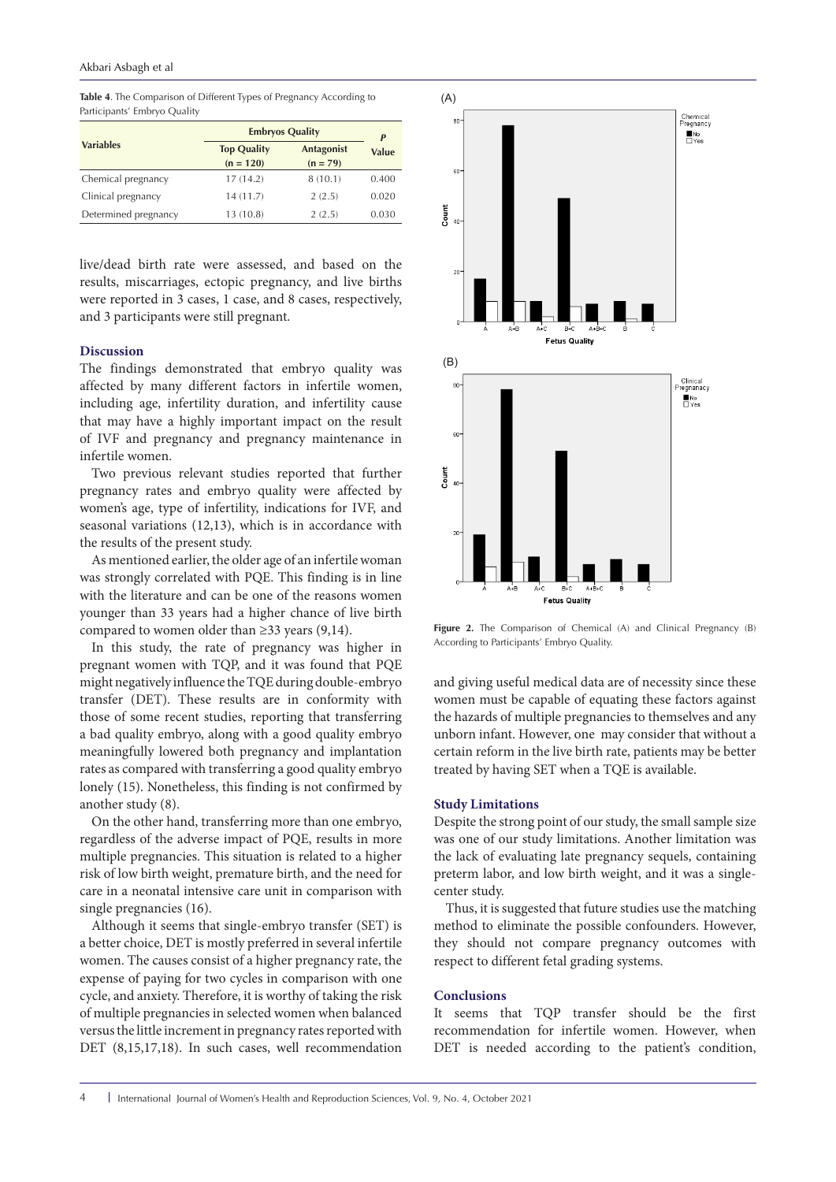**Table 4**. The Comparison of Different Types of Pregnancy According to Participants' Embryo Quality

| Variables | Embryos Quality | | *P* Value |
|---|---|---|---|
| | Top Quality (n = 120) | Antagonist (n = 79) | |
| Chemical pregnancy | 17 (14.2) | 8 (10.1) | 0.400 |
| Clinical pregnancy | 14 (11.7) | 2 (2.5) | 0.020 |
| Determined pregnancy | 13 (10.8) | 2 (2.5) | 0.030 |

live/dead birth rate were assessed, and based on the results, miscarriages, ectopic pregnancy, and live births were reported in 3 cases, 1 case, and 8 cases, respectively, and 3 participants were still pregnant.

## Discussion

The findings demonstrated that embryo quality was affected by many different factors in infertile women, including age, infertility duration, and infertility cause that may have a highly important impact on the result of IVF and pregnancy and pregnancy maintenance in infertile women.

Two previous relevant studies reported that further pregnancy rates and embryo quality were affected by women's age, type of infertility, indications for IVF, and seasonal variations (12,13), which is in accordance with the results of the present study.

As mentioned earlier, the older age of an infertile woman was strongly correlated with PQE. This finding is in line with the literature and can be one of the reasons women younger than 33 years had a higher chance of live birth compared to women older than ≥33 years (9,14).

In this study, the rate of pregnancy was higher in pregnant women with TQP, and it was found that PQE might negatively influence the TQE during double-embryo transfer (DET). These results are in conformity with those of some recent studies, reporting that transferring a bad quality embryo, along with a good quality embryo meaningfully lowered both pregnancy and implantation rates as compared with transferring a good quality embryo lonely (15). Nonetheless, this finding is not confirmed by another study (8).

On the other hand, transferring more than one embryo, regardless of the adverse impact of PQE, results in more multiple pregnancies. This situation is related to a higher risk of low birth weight, premature birth, and the need for care in a neonatal intensive care unit in comparison with single pregnancies (16).

Although it seems that single-embryo transfer (SET) is a better choice, DET is mostly preferred in several infertile women. The causes consist of a higher pregnancy rate, the expense of paying for two cycles in comparison with one cycle, and anxiety. Therefore, it is worthy of taking the risk of multiple pregnancies in selected women when balanced versus the little increment in pregnancy rates reported with DET (8,15,17,18). In such cases, well recommendation and giving useful medical data are of necessity since these women must be capable of equating these factors against the hazards of multiple pregnancies to themselves and any unborn infant. However, one may consider that without a certain reform in the live birth rate, patients may be better treated by having SET when a TQE is available.

(A)

Chemical Pregnancy
No
Yes

Count
0
20
40
60
80

A A+B A+C B+C A+B+C B C
Fetus Quality

(B)

Clinical Pregnancy
No
Yes

Count
0
20
40
60
80

A A+B A+C B+C A+B+C B C
Fetus Quality

**Figure 2.** The Comparison of Chemical (A) and Clinical Pregnancy (B) According to Participants' Embryo Quality.

### Study Limitations

Despite the strong point of our study, the small sample size was one of our study limitations. Another limitation was the lack of evaluating late pregnancy sequels, containing preterm labor, and low birth weight, and it was a single-center study.

Thus, it is suggested that future studies use the matching method to eliminate the possible confounders. However, they should not compare pregnancy outcomes with respect to different fetal grading systems.

## Conclusions

It seems that TQP transfer should be the first recommendation for infertile women. However, when DET is needed according to the patient's condition,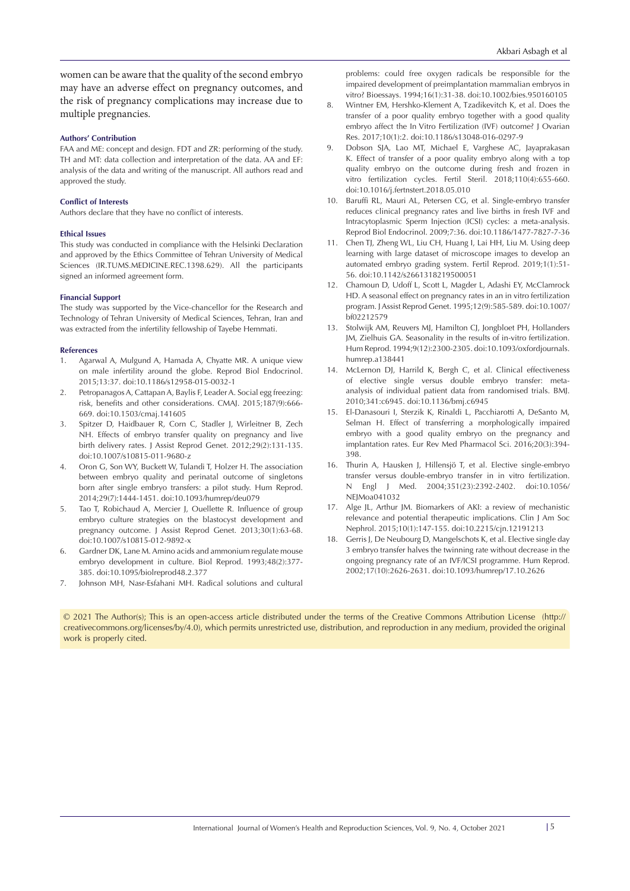women can be aware that the quality of the second embryo may have an adverse effect on pregnancy outcomes, and the risk of pregnancy complications may increase due to multiple pregnancies.

#### Authors' Contribution

FAA and ME: concept and design. FDT and ZR: performing of the study. TH and MT: data collection and interpretation of the data. AA and EF: analysis of the data and writing of the manuscript. All authors read and approved the study.

#### Conflict of Interests

Authors declare that they have no conflict of interests.

#### Ethical Issues

This study was conducted in compliance with the Helsinki Declaration and approved by the Ethics Committee of Tehran University of Medical Sciences (IR.TUMS.MEDICINE.REC.1398.629). All the participants signed an informed agreement form.

#### Financial Support

The study was supported by the Vice-chancellor for the Research and Technology of Tehran University of Medical Sciences, Tehran, Iran and was extracted from the infertility fellowship of Tayebe Hemmati.

#### References

1. Agarwal A, Mulgund A, Hamada A, Chyatte MR. A unique view on male infertility around the globe. Reprod Biol Endocrinol. 2015;13:37. doi:10.1186/s12958-015-0032-1
2. Petropanagos A, Cattapan A, Baylis F, Leader A. Social egg freezing: risk, benefits and other considerations. CMAJ. 2015;187(9):666-669. doi:10.1503/cmaj.141605
3. Spitzer D, Haidbauer R, Corn C, Stadler J, Wirleitner B, Zech NH. Effects of embryo transfer quality on pregnancy and live birth delivery rates. J Assist Reprod Genet. 2012;29(2):131-135. doi:10.1007/s10815-011-9680-z
4. Oron G, Son WY, Buckett W, Tulandi T, Holzer H. The association between embryo quality and perinatal outcome of singletons born after single embryo transfers: a pilot study. Hum Reprod. 2014;29(7):1444-1451. doi:10.1093/humrep/deu079
5. Tao T, Robichaud A, Mercier J, Ouellette R. Influence of group embryo culture strategies on the blastocyst development and pregnancy outcome. J Assist Reprod Genet. 2013;30(1):63-68. doi:10.1007/s10815-012-9892-x
6. Gardner DK, Lane M. Amino acids and ammonium regulate mouse embryo development in culture. Biol Reprod. 1993;48(2):377-385. doi:10.1095/biolreprod48.2.377
7. Johnson MH, Nasr-Esfahani MH. Radical solutions and cultural problems: could free oxygen radicals be responsible for the impaired development of preimplantation mammalian embryos in vitro? Bioessays. 1994;16(1):31-38. doi:10.1002/bies.950160105
8. Wintner EM, Hershko-Klement A, Tzadikevitch K, et al. Does the transfer of a poor quality embryo together with a good quality embryo affect the In Vitro Fertilization (IVF) outcome? J Ovarian Res. 2017;10(1):2. doi:10.1186/s13048-016-0297-9
9. Dobson SJA, Lao MT, Michael E, Varghese AC, Jayaprakasan K. Effect of transfer of a poor quality embryo along with a top quality embryo on the outcome during fresh and frozen in vitro fertilization cycles. Fertil Steril. 2018;110(4):655-660. doi:10.1016/j.fertnstert.2018.05.010
10. Baruffi RL, Mauri AL, Petersen CG, et al. Single-embryo transfer reduces clinical pregnancy rates and live births in fresh IVF and Intracytoplasmic Sperm Injection (ICSI) cycles: a meta-analysis. Reprod Biol Endocrinol. 2009;7:36. doi:10.1186/1477-7827-7-36
11. Chen TJ, Zheng WL, Liu CH, Huang I, Lai HH, Liu M. Using deep learning with large dataset of microscope images to develop an automated embryo grading system. Fertil Reprod. 2019;1(1):51-56. doi:10.1142/s2661318219500051
12. Chamoun D, Udoff L, Scott L, Magder L, Adashi EY, McClamrock HD. A seasonal effect on pregnancy rates in an in vitro fertilization program. J Assist Reprod Genet. 1995;12(9):585-589. doi:10.1007/bf02212579
13. Stolwijk AM, Reuvers MJ, Hamilton CJ, Jongbloet PH, Hollanders JM, Zielhuis GA. Seasonality in the results of in-vitro fertilization. Hum Reprod. 1994;9(12):2300-2305. doi:10.1093/oxfordjournals.humrep.a138441
14. McLernon DJ, Harrild K, Bergh C, et al. Clinical effectiveness of elective single versus double embryo transfer: meta-analysis of individual patient data from randomised trials. BMJ. 2010;341:c6945. doi:10.1136/bmj.c6945
15. El-Danasouri I, Sterzik K, Rinaldi L, Pacchiarotti A, DeSanto M, Selman H. Effect of transferring a morphologically impaired embryo with a good quality embryo on the pregnancy and implantation rates. Eur Rev Med Pharmacol Sci. 2016;20(3):394-398.
16. Thurin A, Hausken J, Hillensjö T, et al. Elective single-embryo transfer versus double-embryo transfer in in vitro fertilization. N Engl J Med. 2004;351(23):2392-2402. doi:10.1056/NEJMoa041032
17. Alge JL, Arthur JM. Biomarkers of AKI: a review of mechanistic relevance and potential therapeutic implications. Clin J Am Soc Nephrol. 2015;10(1):147-155. doi:10.2215/cjn.12191213
18. Gerris J, De Neubourg D, Mangelschots K, et al. Elective single day 3 embryo transfer halves the twinning rate without decrease in the ongoing pregnancy rate of an IVF/ICSI programme. Hum Reprod. 2002;17(10):2626-2631. doi:10.1093/humrep/17.10.2626

© 2021 The Author(s); This is an open-access article distributed under the terms of the Creative Commons Attribution License (http://creativecommons.org/licenses/by/4.0), which permits unrestricted use, distribution, and reproduction in any medium, provided the original work is properly cited.